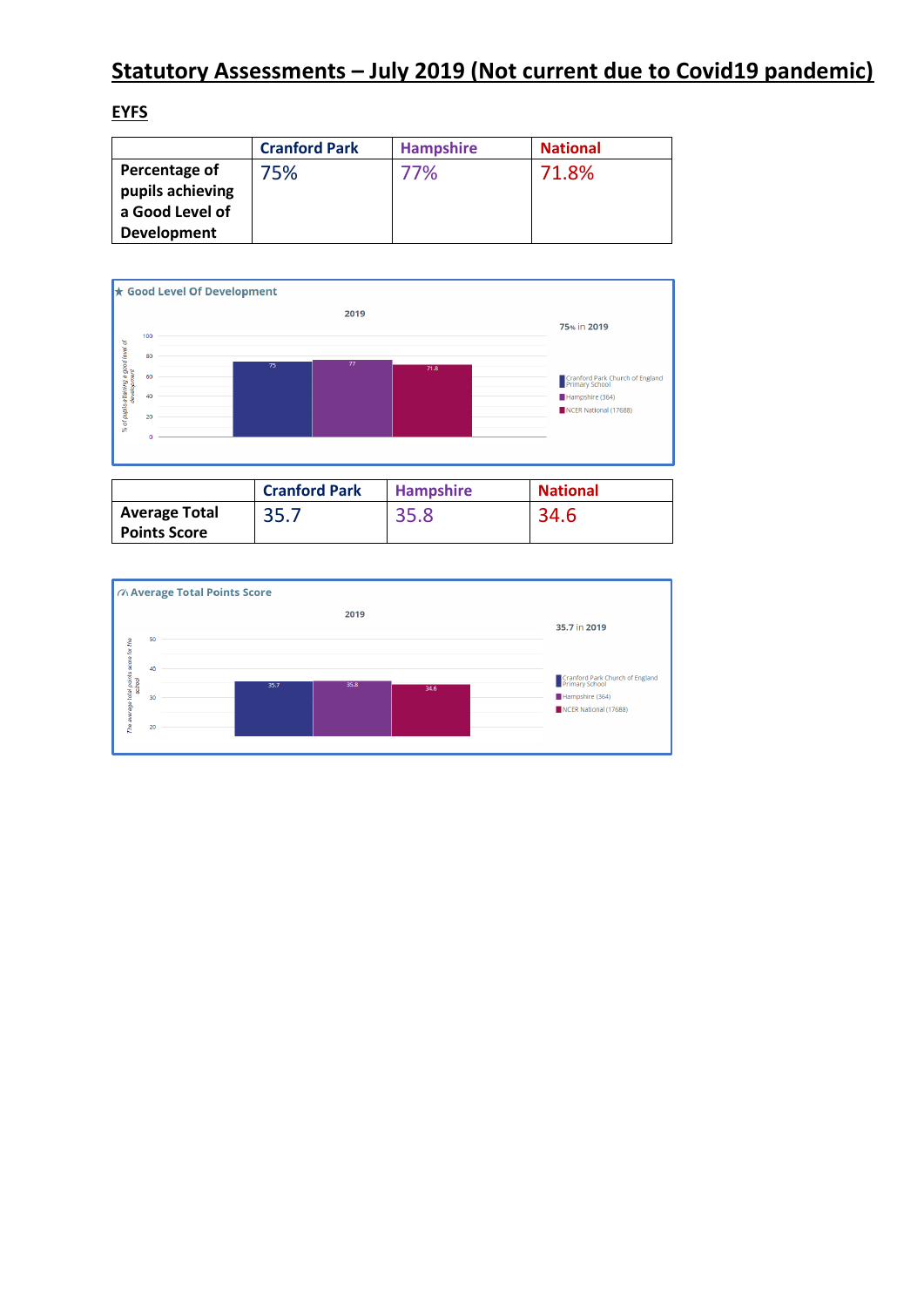# Statutory Assessments – July 2019 (Not current due to Covid19 pandemic)

## EYFS

| | Cranford Park | Hampshire | National |
|---|---|---|---|
| **Percentage of pupils achieving a Good Level of Development** | 75% | 77% | 71.8% |

★ Good Level Of Development

2019

75% in 2019

| | 2019 |
|---|---|
| Cranford Park Church of England Primary School | 75 |
| Hampshire (364) | 77 |
| NCER National (17688) | 71.8 |

% of pupils attaining a good level of development

| | Cranford Park | Hampshire | National |
|---|---|---|---|
| **Average Total Points Score** | 35.7 | 35.8 | 34.6 |

Average Total Points Score

2019

35.7 in 2019

| | 2019 |
|---|---|
| Cranford Park Church of England Primary School | 35.7 |
| Hampshire (364) | 35.8 |
| NCER National (17688) | 34.6 |

The average total points score for the school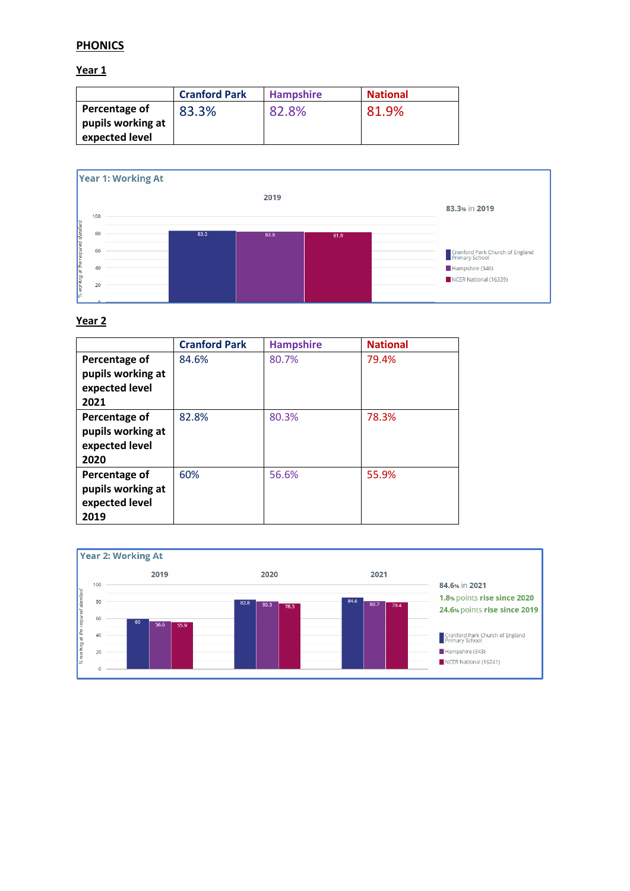# PHONICS

## Year 1

| | Cranford Park | Hampshire | National |
|---|---|---|---|
| Percentage of pupils working at expected level | 83.3% | 82.8% | 81.9% |

**Year 1: Working At**

2019

83.3% in 2019

| | Cranford Park Church of England Primary School | Hampshire (340) | NCER National (16339) |
|---|---|---|---|
| 2019 | 83.3 | 82.8 | 81.9 |

## Year 2

| | Cranford Park | Hampshire | National |
|---|---|---|---|
| Percentage of pupils working at expected level 2021 | 84.6% | 80.7% | 79.4% |
| Percentage of pupils working at expected level 2020 | 82.8% | 80.3% | 78.3% |
| Percentage of pupils working at expected level 2019 | 60% | 56.6% | 55.9% |

**Year 2: Working At**

84.6% in 2021

1.8% points rise since 2020

24.6% points rise since 2019

| | Cranford Park Church of England Primary School | Hampshire (343) | NCER National (16241) |
|---|---|---|---|
| 2019 | 60 | 56.6 | 55.9 |
| 2020 | 82.8 | 80.3 | 78.3 |
| 2021 | 84.6 | 80.7 | 79.4 |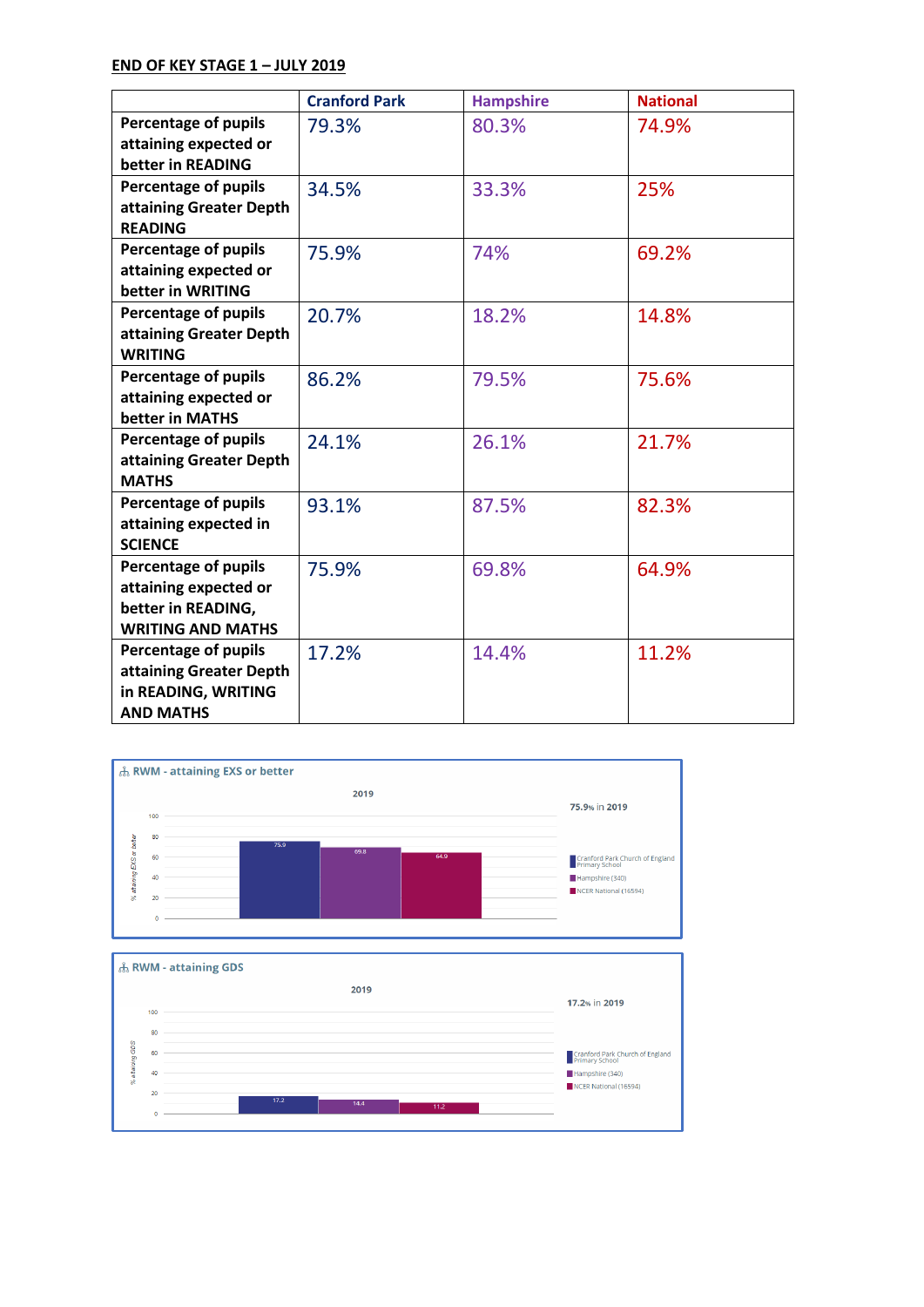**END OF KEY STAGE 1 – JULY 2019**

| | Cranford Park | Hampshire | National |
|---|---|---|---|
| **Percentage of pupils attaining expected or better in READING** | 79.3% | 80.3% | 74.9% |
| **Percentage of pupils attaining Greater Depth READING** | 34.5% | 33.3% | 25% |
| **Percentage of pupils attaining expected or better in WRITING** | 75.9% | 74% | 69.2% |
| **Percentage of pupils attaining Greater Depth WRITING** | 20.7% | 18.2% | 14.8% |
| **Percentage of pupils attaining expected or better in MATHS** | 86.2% | 79.5% | 75.6% |
| **Percentage of pupils attaining Greater Depth MATHS** | 24.1% | 26.1% | 21.7% |
| **Percentage of pupils attaining expected in SCIENCE** | 93.1% | 87.5% | 82.3% |
| **Percentage of pupils attaining expected or better in READING, WRITING AND MATHS** | 75.9% | 69.8% | 64.9% |
| **Percentage of pupils attaining Greater Depth in READING, WRITING AND MATHS** | 17.2% | 14.4% | 11.2% |

**RWM - attaining EXS or better**

2019

75.9% in 2019

| | % attaining EXS or better |
|---|---|
| Cranford Park Church of England Primary School | 75.9 |
| Hampshire (340) | 69.8 |
| NCER National (16594) | 64.9 |

**RWM - attaining GDS**

2019

17.2% in 2019

| | % attaining GDS |
|---|---|
| Cranford Park Church of England Primary School | 17.2 |
| Hampshire (340) | 14.4 |
| NCER National (16594) | 11.2 |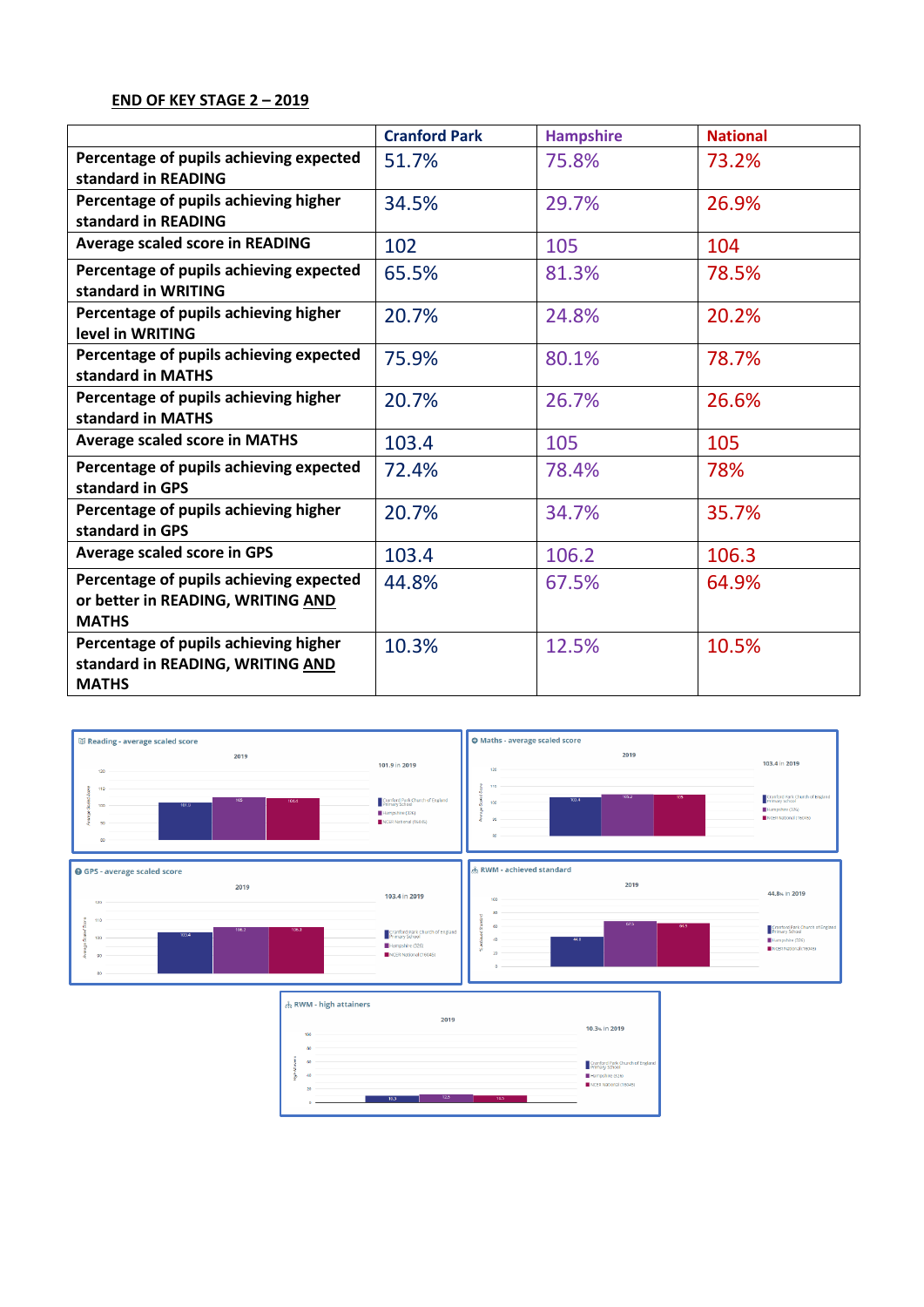**END OF KEY STAGE 2 – 2019**

| | Cranford Park | Hampshire | National |
|---|---|---|---|
| **Percentage of pupils achieving expected standard in READING** | 51.7% | 75.8% | 73.2% |
| **Percentage of pupils achieving higher standard in READING** | 34.5% | 29.7% | 26.9% |
| **Average scaled score in READING** | 102 | 105 | 104 |
| **Percentage of pupils achieving expected standard in WRITING** | 65.5% | 81.3% | 78.5% |
| **Percentage of pupils achieving higher level in WRITING** | 20.7% | 24.8% | 20.2% |
| **Percentage of pupils achieving expected standard in MATHS** | 75.9% | 80.1% | 78.7% |
| **Percentage of pupils achieving higher standard in MATHS** | 20.7% | 26.7% | 26.6% |
| **Average scaled score in MATHS** | 103.4 | 105 | 105 |
| **Percentage of pupils achieving expected standard in GPS** | 72.4% | 78.4% | 78% |
| **Percentage of pupils achieving higher standard in GPS** | 20.7% | 34.7% | 35.7% |
| **Average scaled score in GPS** | 103.4 | 106.2 | 106.3 |
| **Percentage of pupils achieving expected or better in READING, WRITING AND MATHS** | 44.8% | 67.5% | 64.9% |
| **Percentage of pupils achieving higher standard in READING, WRITING AND MATHS** | 10.3% | 12.5% | 10.5% |

Reading - average scaled score
2019
101.9 in 2019
101.9
105
104.4
Cranford Park Church of England Primary School
Hampshire (326)
NCER National (16406)

Maths - average scaled score
2019
103.4 in 2019
103.4
105.2
105
Cranford Park Church of England Primary School
Hampshire (326)
NCER National (16406)

GPS - average scaled score
2019
103.4 in 2019
103.4
106.2
106.3
Cranford Park Church of England Primary School
Hampshire (326)
NCER National (16406)

RWM - achieved standard
2019
44.8% in 2019
44.8
67.5
64.9
Cranford Park Church of England Primary School
Hampshire (326)
NCER National (16406)

RWM - high attainers
2019
10.3% in 2019
10.3
12.5
10.5
Cranford Park Church of England Primary School
Hampshire (326)
NCER National (16406)